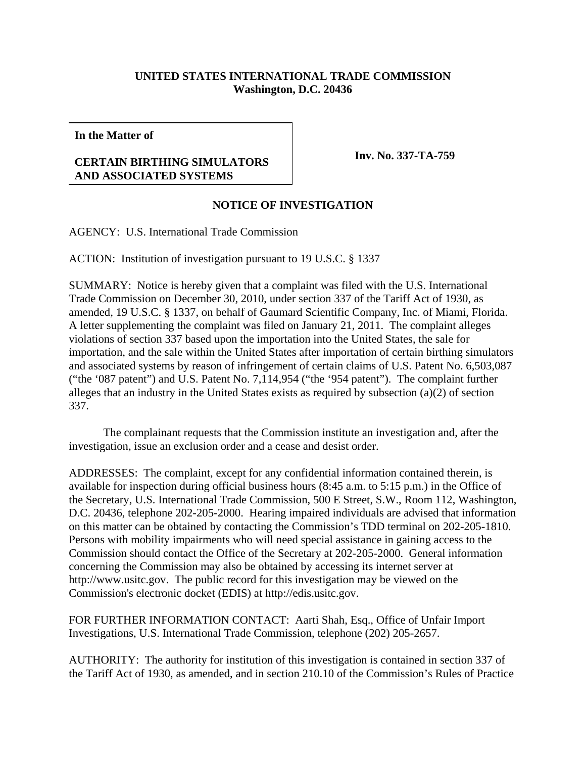**UNITED STATES INTERNATIONAL TRADE COMMISSION**
**Washington, D.C. 20436**

| **In the Matter of** **CERTAIN BIRTHING SIMULATORS AND ASSOCIATED SYSTEMS** | **Inv. No. 337-TA-759** |
|---|---|

**NOTICE OF INVESTIGATION**

AGENCY: U.S. International Trade Commission

ACTION: Institution of investigation pursuant to 19 U.S.C. § 1337

SUMMARY: Notice is hereby given that a complaint was filed with the U.S. International Trade Commission on December 30, 2010, under section 337 of the Tariff Act of 1930, as amended, 19 U.S.C. § 1337, on behalf of Gaumard Scientific Company, Inc. of Miami, Florida. A letter supplementing the complaint was filed on January 21, 2011. The complaint alleges violations of section 337 based upon the importation into the United States, the sale for importation, and the sale within the United States after importation of certain birthing simulators and associated systems by reason of infringement of certain claims of U.S. Patent No. 6,503,087 ("the '087 patent") and U.S. Patent No. 7,114,954 ("the '954 patent"). The complaint further alleges that an industry in the United States exists as required by subsection (a)(2) of section 337.

The complainant requests that the Commission institute an investigation and, after the investigation, issue an exclusion order and a cease and desist order.

ADDRESSES: The complaint, except for any confidential information contained therein, is available for inspection during official business hours (8:45 a.m. to 5:15 p.m.) in the Office of the Secretary, U.S. International Trade Commission, 500 E Street, S.W., Room 112, Washington, D.C. 20436, telephone 202-205-2000. Hearing impaired individuals are advised that information on this matter can be obtained by contacting the Commission's TDD terminal on 202-205-1810. Persons with mobility impairments who will need special assistance in gaining access to the Commission should contact the Office of the Secretary at 202-205-2000. General information concerning the Commission may also be obtained by accessing its internet server at http://www.usitc.gov. The public record for this investigation may be viewed on the Commission's electronic docket (EDIS) at http://edis.usitc.gov.

FOR FURTHER INFORMATION CONTACT: Aarti Shah, Esq., Office of Unfair Import Investigations, U.S. International Trade Commission, telephone (202) 205-2657.

AUTHORITY: The authority for institution of this investigation is contained in section 337 of the Tariff Act of 1930, as amended, and in section 210.10 of the Commission's Rules of Practice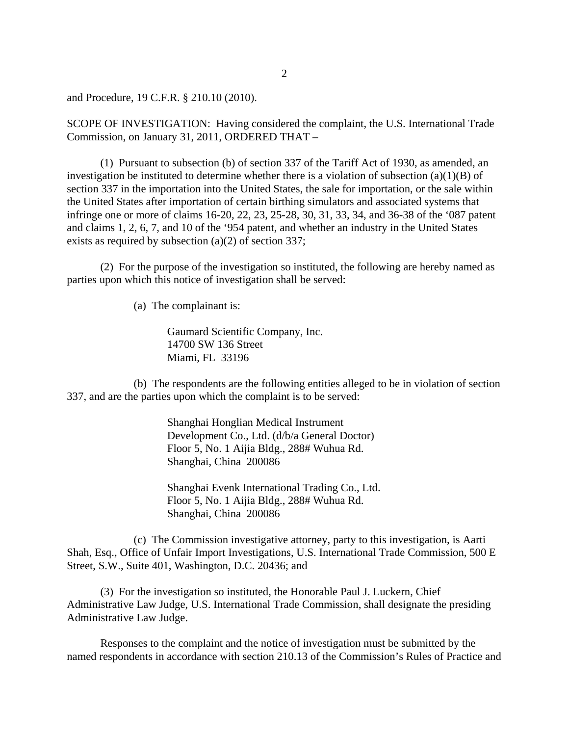and Procedure, 19 C.F.R. § 210.10 (2010).

SCOPE OF INVESTIGATION: Having considered the complaint, the U.S. International Trade Commission, on January 31, 2011, ORDERED THAT –

(1) Pursuant to subsection (b) of section 337 of the Tariff Act of 1930, as amended, an investigation be instituted to determine whether there is a violation of subsection (a)(1)(B) of section 337 in the importation into the United States, the sale for importation, or the sale within the United States after importation of certain birthing simulators and associated systems that infringe one or more of claims 16-20, 22, 23, 25-28, 30, 31, 33, 34, and 36-38 of the '087 patent and claims 1, 2, 6, 7, and 10 of the '954 patent, and whether an industry in the United States exists as required by subsection (a)(2) of section 337;

(2) For the purpose of the investigation so instituted, the following are hereby named as parties upon which this notice of investigation shall be served:

(a) The complainant is:

Gaumard Scientific Company, Inc.
14700 SW 136 Street
Miami, FL 33196

(b) The respondents are the following entities alleged to be in violation of section 337, and are the parties upon which the complaint is to be served:

Shanghai Honglian Medical Instrument Development Co., Ltd. (d/b/a General Doctor)
Floor 5, No. 1 Aijia Bldg., 288# Wuhua Rd.
Shanghai, China 200086

Shanghai Evenk International Trading Co., Ltd.
Floor 5, No. 1 Aijia Bldg., 288# Wuhua Rd.
Shanghai, China 200086

(c) The Commission investigative attorney, party to this investigation, is Aarti Shah, Esq., Office of Unfair Import Investigations, U.S. International Trade Commission, 500 E Street, S.W., Suite 401, Washington, D.C. 20436; and

(3) For the investigation so instituted, the Honorable Paul J. Luckern, Chief Administrative Law Judge, U.S. International Trade Commission, shall designate the presiding Administrative Law Judge.

Responses to the complaint and the notice of investigation must be submitted by the named respondents in accordance with section 210.13 of the Commission's Rules of Practice and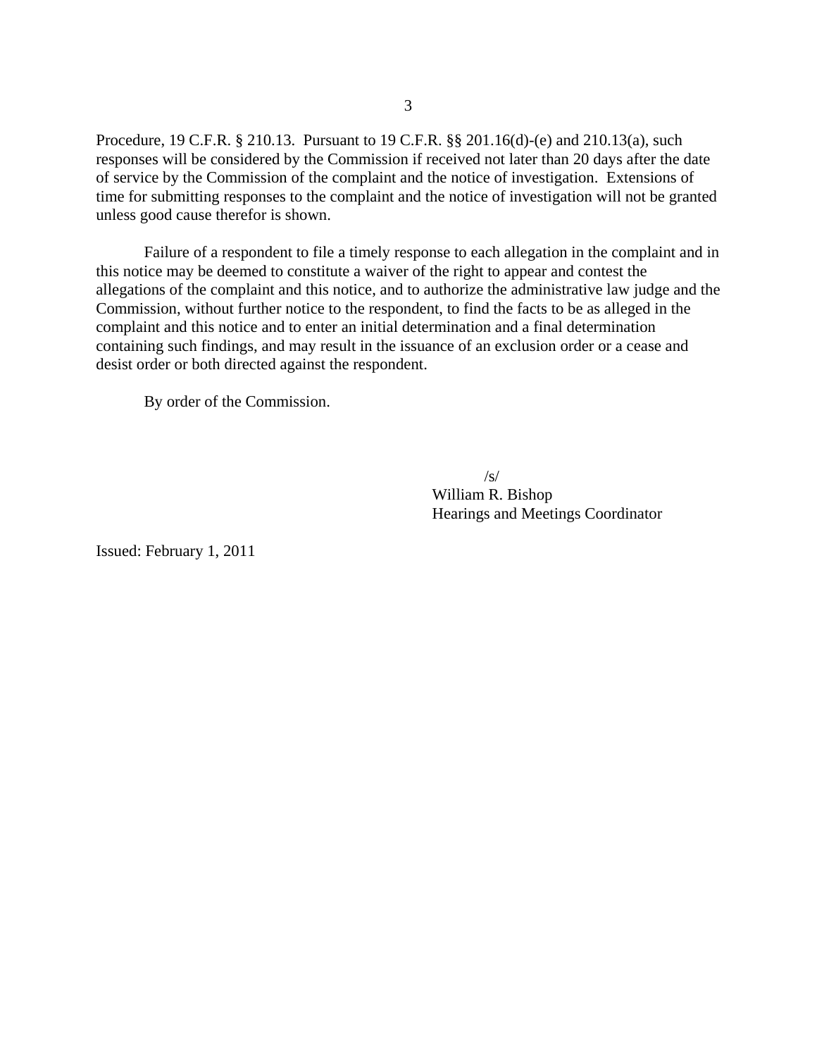Procedure, 19 C.F.R. § 210.13. Pursuant to 19 C.F.R. §§ 201.16(d)-(e) and 210.13(a), such responses will be considered by the Commission if received not later than 20 days after the date of service by the Commission of the complaint and the notice of investigation. Extensions of time for submitting responses to the complaint and the notice of investigation will not be granted unless good cause therefor is shown.

Failure of a respondent to file a timely response to each allegation in the complaint and in this notice may be deemed to constitute a waiver of the right to appear and contest the allegations of the complaint and this notice, and to authorize the administrative law judge and the Commission, without further notice to the respondent, to find the facts to be as alleged in the complaint and this notice and to enter an initial determination and a final determination containing such findings, and may result in the issuance of an exclusion order or a cease and desist order or both directed against the respondent.

By order of the Commission.

/s/
William R. Bishop
Hearings and Meetings Coordinator

Issued: February 1, 2011